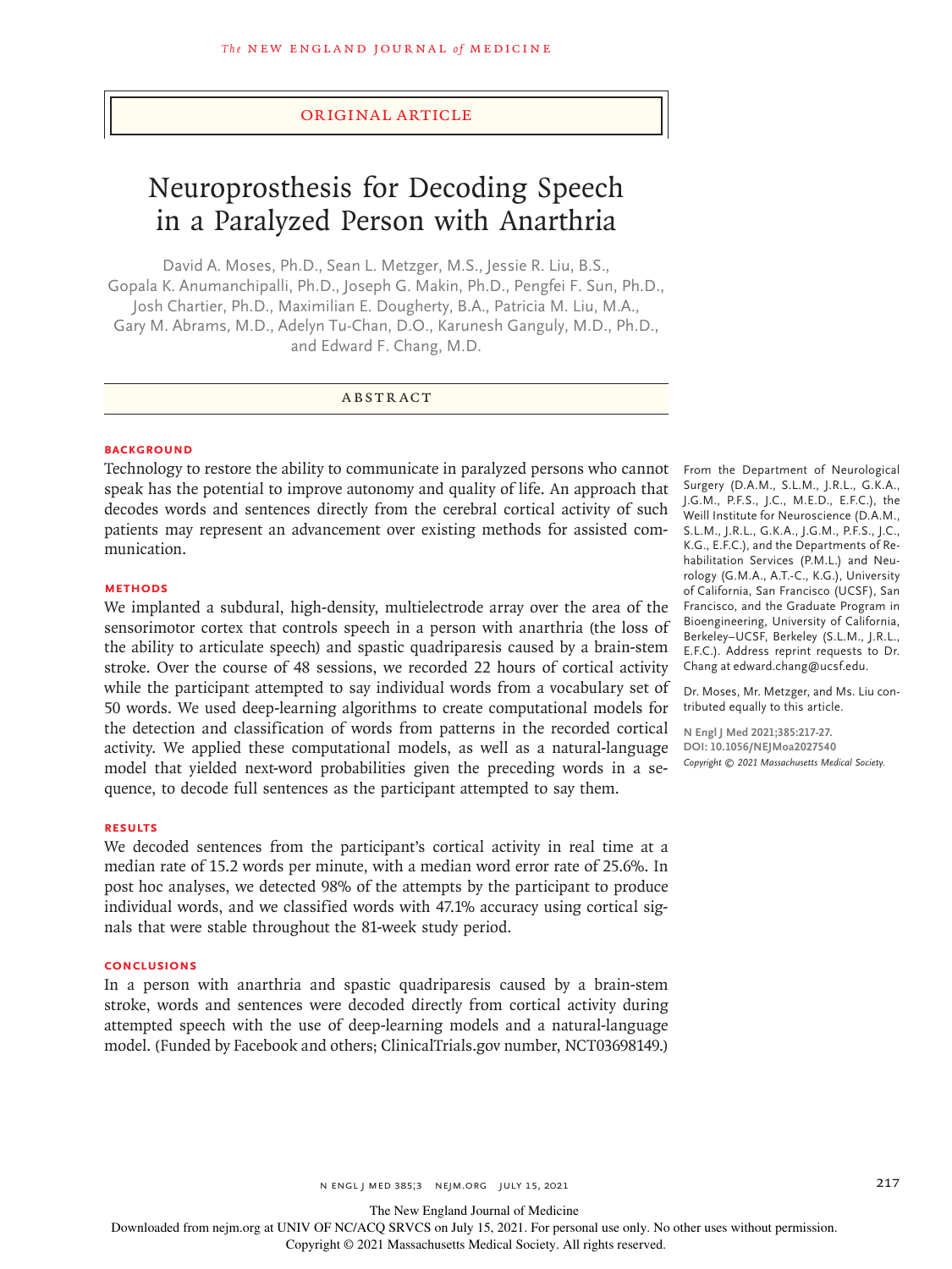ORIGINAL ARTICLE

# Neuroprosthesis for Decoding Speech in a Paralyzed Person with Anarthria

David A. Moses, Ph.D., Sean L. Metzger, M.S., Jessie R. Liu, B.S., Gopala K. Anumanchipalli, Ph.D., Joseph G. Makin, Ph.D., Pengfei F. Sun, Ph.D., Josh Chartier, Ph.D., Maximilian E. Dougherty, B.A., Patricia M. Liu, M.A., Gary M. Abrams, M.D., Adelyn Tu-Chan, D.O., Karunesh Ganguly, M.D., Ph.D., and Edward F. Chang, M.D.

## ABSTRACT

### BACKGROUND

Technology to restore the ability to communicate in paralyzed persons who cannot speak has the potential to improve autonomy and quality of life. An approach that decodes words and sentences directly from the cerebral cortical activity of such patients may represent an advancement over existing methods for assisted communication.

### METHODS

We implanted a subdural, high-density, multielectrode array over the area of the sensorimotor cortex that controls speech in a person with anarthria (the loss of the ability to articulate speech) and spastic quadriparesis caused by a brain-stem stroke. Over the course of 48 sessions, we recorded 22 hours of cortical activity while the participant attempted to say individual words from a vocabulary set of 50 words. We used deep-learning algorithms to create computational models for the detection and classification of words from patterns in the recorded cortical activity. We applied these computational models, as well as a natural-language model that yielded next-word probabilities given the preceding words in a sequence, to decode full sentences as the participant attempted to say them.

### RESULTS

We decoded sentences from the participant's cortical activity in real time at a median rate of 15.2 words per minute, with a median word error rate of 25.6%. In post hoc analyses, we detected 98% of the attempts by the participant to produce individual words, and we classified words with 47.1% accuracy using cortical signals that were stable throughout the 81-week study period.

### CONCLUSIONS

In a person with anarthria and spastic quadriparesis caused by a brain-stem stroke, words and sentences were decoded directly from cortical activity during attempted speech with the use of deep-learning models and a natural-language model. (Funded by Facebook and others; ClinicalTrials.gov number, NCT03698149.)

From the Department of Neurological Surgery (D.A.M., S.L.M., J.R.L., G.K.A., J.G.M., P.F.S., J.C., M.E.D., E.F.C.), the Weill Institute for Neuroscience (D.A.M., S.L.M., J.R.L., G.K.A., J.G.M., P.F.S., J.C., K.G., E.F.C.), and the Departments of Rehabilitation Services (P.M.L.) and Neurology (G.M.A., A.T.-C., K.G.), University of California, San Francisco (UCSF), San Francisco, and the Graduate Program in Bioengineering, University of California, Berkeley–UCSF, Berkeley (S.L.M., J.R.L., E.F.C.). Address reprint requests to Dr. Chang at edward.chang@ucsf.edu.

Dr. Moses, Mr. Metzger, and Ms. Liu contributed equally to this article.

**N Engl J Med 2021;385:217-27.**
**DOI: 10.1056/NEJMoa2027540**
*Copyright © 2021 Massachusetts Medical Society.*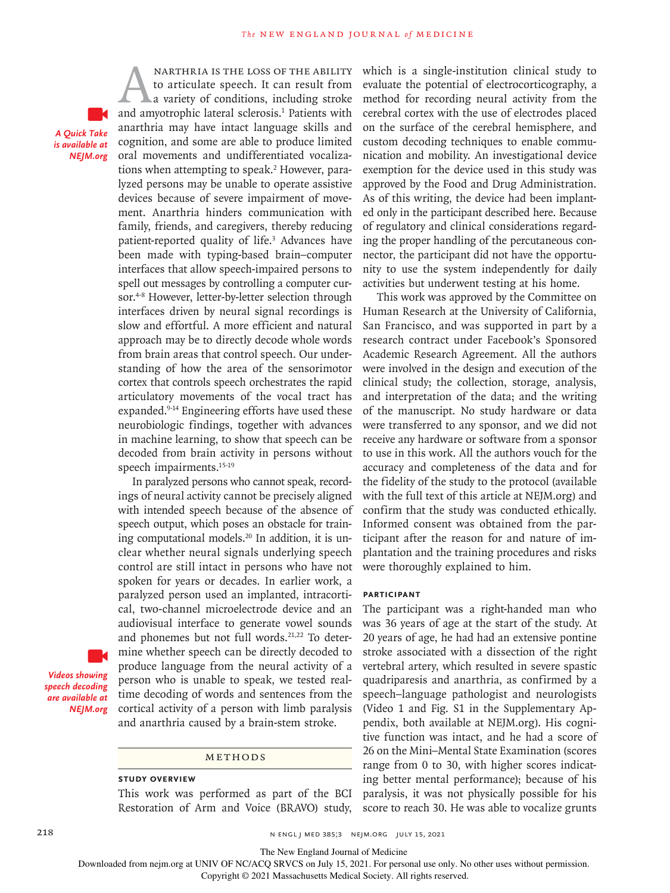Anarthria is the loss of the ability to articulate speech. It can result from a variety of conditions, including stroke and amyotrophic lateral sclerosis.[1] Patients with anarthria may have intact language skills and cognition, and some are able to produce limited oral movements and undifferentiated vocalizations when attempting to speak.[2] However, paralyzed persons may be unable to operate assistive devices because of severe impairment of movement. Anarthria hinders communication with family, friends, and caregivers, thereby reducing patient-reported quality of life.[3] Advances have been made with typing-based brain–computer interfaces that allow speech-impaired persons to spell out messages by controlling a computer cursor.[4-8] However, letter-by-letter selection through interfaces driven by neural signal recordings is slow and effortful. A more efficient and natural approach may be to directly decode whole words from brain areas that control speech. Our understanding of how the area of the sensorimotor cortex that controls speech orchestrates the rapid articulatory movements of the vocal tract has expanded.[9-14] Engineering efforts have used these neurobiologic findings, together with advances in machine learning, to show that speech can be decoded from brain activity in persons without speech impairments.[15-19]

*A Quick Take is available at NEJM.org*

In paralyzed persons who cannot speak, recordings of neural activity cannot be precisely aligned with intended speech because of the absence of speech output, which poses an obstacle for training computational models.[20] In addition, it is unclear whether neural signals underlying speech control are still intact in persons who have not spoken for years or decades. In earlier work, a paralyzed person used an implanted, intracortical, two-channel microelectrode device and an audiovisual interface to generate vowel sounds and phonemes but not full words.[21,22] To determine whether speech can be directly decoded to produce language from the neural activity of a person who is unable to speak, we tested real-time decoding of words and sentences from the cortical activity of a person with limb paralysis and anarthria caused by a brain-stem stroke.

*Videos showing speech decoding are available at NEJM.org*

## Methods

### Study Overview

This work was performed as part of the BCI Restoration of Arm and Voice (BRAVO) study, which is a single-institution clinical study to evaluate the potential of electrocorticography, a method for recording neural activity from the cerebral cortex with the use of electrodes placed on the surface of the cerebral hemisphere, and custom decoding techniques to enable communication and mobility. An investigational device exemption for the device used in this study was approved by the Food and Drug Administration. As of this writing, the device had been implanted only in the participant described here. Because of regulatory and clinical considerations regarding the proper handling of the percutaneous connector, the participant did not have the opportunity to use the system independently for daily activities but underwent testing at his home.

This work was approved by the Committee on Human Research at the University of California, San Francisco, and was supported in part by a research contract under Facebook's Sponsored Academic Research Agreement. All the authors were involved in the design and execution of the clinical study; the collection, storage, analysis, and interpretation of the data; and the writing of the manuscript. No study hardware or data were transferred to any sponsor, and we did not receive any hardware or software from a sponsor to use in this work. All the authors vouch for the accuracy and completeness of the data and for the fidelity of the study to the protocol (available with the full text of this article at NEJM.org) and confirm that the study was conducted ethically. Informed consent was obtained from the participant after the reason for and nature of implantation and the training procedures and risks were thoroughly explained to him.

### Participant

The participant was a right-handed man who was 36 years of age at the start of the study. At 20 years of age, he had had an extensive pontine stroke associated with a dissection of the right vertebral artery, which resulted in severe spastic quadriparesis and anarthria, as confirmed by a speech–language pathologist and neurologists (Video 1 and Fig. S1 in the Supplementary Appendix, both available at NEJM.org). His cognitive function was intact, and he had had a score of 26 on the Mini–Mental State Examination (scores range from 0 to 30, with higher scores indicating better mental performance); because of his paralysis, it was not physically possible for his score to reach 30. He was able to vocalize grunts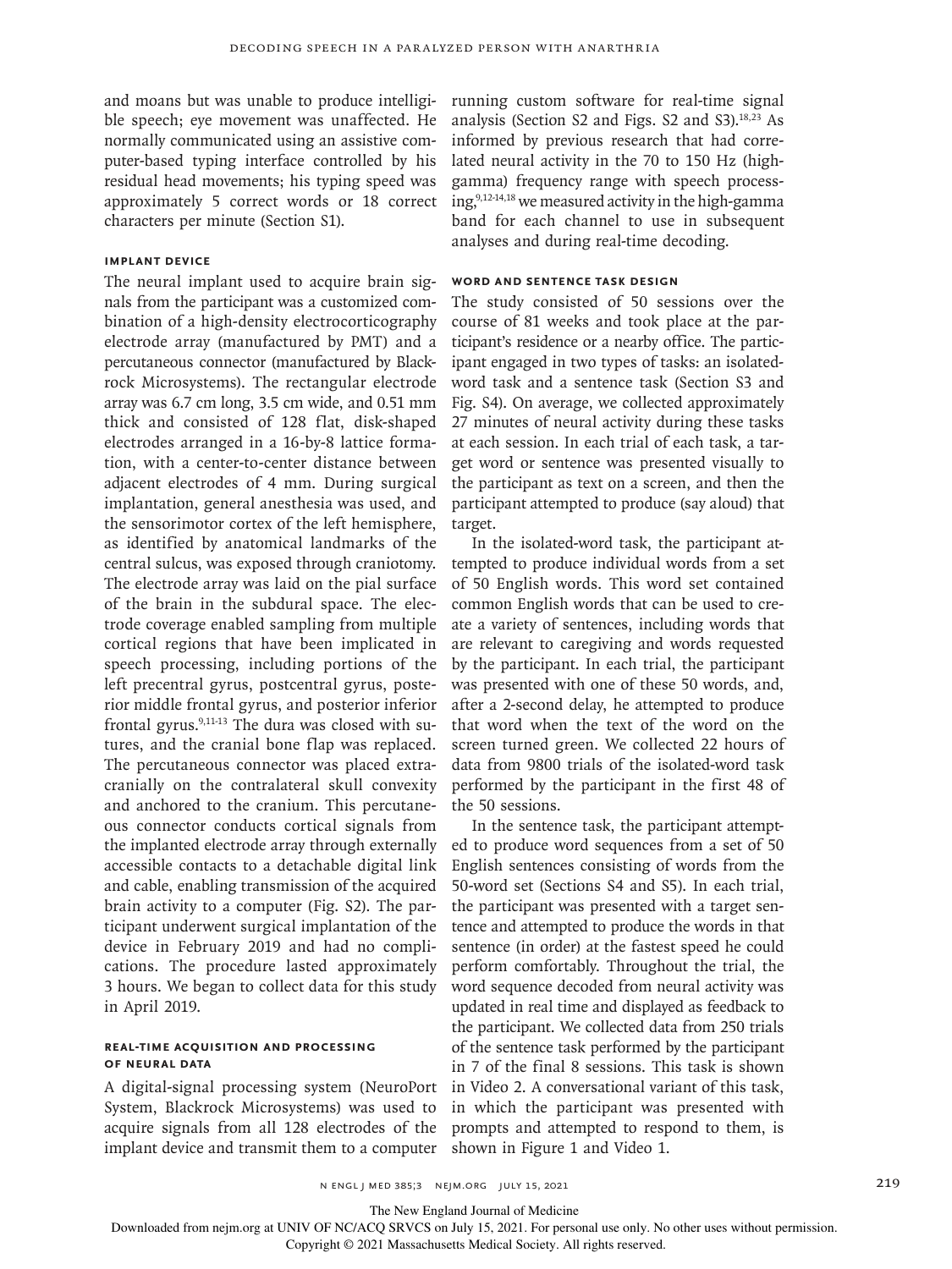and moans but was unable to produce intelligible speech; eye movement was unaffected. He normally communicated using an assistive computer-based typing interface controlled by his residual head movements; his typing speed was approximately 5 correct words or 18 correct characters per minute (Section S1).

### Implant Device

The neural implant used to acquire brain signals from the participant was a customized combination of a high-density electrocorticography electrode array (manufactured by PMT) and a percutaneous connector (manufactured by Blackrock Microsystems). The rectangular electrode array was 6.7 cm long, 3.5 cm wide, and 0.51 mm thick and consisted of 128 flat, disk-shaped electrodes arranged in a 16-by-8 lattice formation, with a center-to-center distance between adjacent electrodes of 4 mm. During surgical implantation, general anesthesia was used, and the sensorimotor cortex of the left hemisphere, as identified by anatomical landmarks of the central sulcus, was exposed through craniotomy. The electrode array was laid on the pial surface of the brain in the subdural space. The electrode coverage enabled sampling from multiple cortical regions that have been implicated in speech processing, including portions of the left precentral gyrus, postcentral gyrus, posterior middle frontal gyrus, and posterior inferior frontal gyrus.[9,11-13] The dura was closed with sutures, and the cranial bone flap was replaced. The percutaneous connector was placed extracranially on the contralateral skull convexity and anchored to the cranium. This percutaneous connector conducts cortical signals from the implanted electrode array through externally accessible contacts to a detachable digital link and cable, enabling transmission of the acquired brain activity to a computer (Fig. S2). The participant underwent surgical implantation of the device in February 2019 and had no complications. The procedure lasted approximately 3 hours. We began to collect data for this study in April 2019.

### Real-Time Acquisition and Processing of Neural Data

A digital-signal processing system (NeuroPort System, Blackrock Microsystems) was used to acquire signals from all 128 electrodes of the implant device and transmit them to a computer running custom software for real-time signal analysis (Section S2 and Figs. S2 and S3).[18,23] As informed by previous research that had correlated neural activity in the 70 to 150 Hz (high-gamma) frequency range with speech processing,[9,12-14,18] we measured activity in the high-gamma band for each channel to use in subsequent analyses and during real-time decoding.

### Word and Sentence Task Design

The study consisted of 50 sessions over the course of 81 weeks and took place at the participant's residence or a nearby office. The participant engaged in two types of tasks: an isolated-word task and a sentence task (Section S3 and Fig. S4). On average, we collected approximately 27 minutes of neural activity during these tasks at each session. In each trial of each task, a target word or sentence was presented visually to the participant as text on a screen, and then the participant attempted to produce (say aloud) that target.

In the isolated-word task, the participant attempted to produce individual words from a set of 50 English words. This word set contained common English words that can be used to create a variety of sentences, including words that are relevant to caregiving and words requested by the participant. In each trial, the participant was presented with one of these 50 words, and, after a 2-second delay, he attempted to produce that word when the text of the word on the screen turned green. We collected 22 hours of data from 9800 trials of the isolated-word task performed by the participant in the first 48 of the 50 sessions.

In the sentence task, the participant attempted to produce word sequences from a set of 50 English sentences consisting of words from the 50-word set (Sections S4 and S5). In each trial, the participant was presented with a target sentence and attempted to produce the words in that sentence (in order) at the fastest speed he could perform comfortably. Throughout the trial, the word sequence decoded from neural activity was updated in real time and displayed as feedback to the participant. We collected data from 250 trials of the sentence task performed by the participant in 7 of the final 8 sessions. This task is shown in Video 2. A conversational variant of this task, in which the participant was presented with prompts and attempted to respond to them, is shown in Figure 1 and Video 1.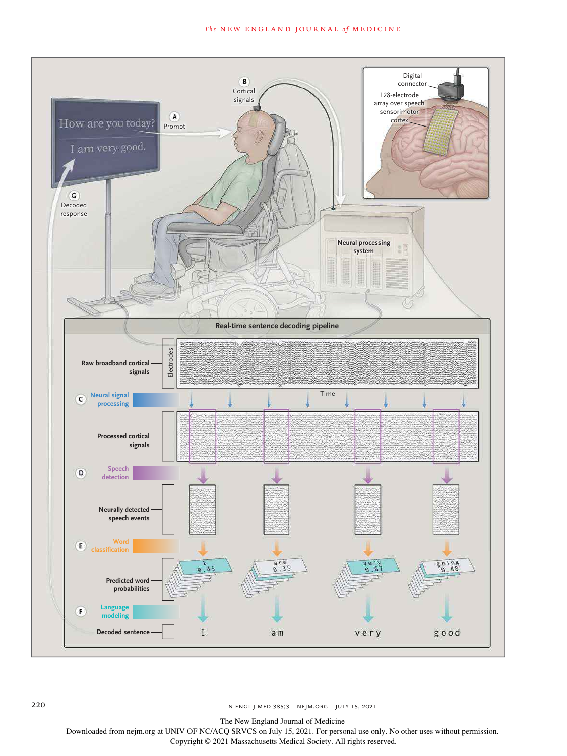How are you today?

I am very good.

**A** Prompt

**B** Cortical signals

Digital connector

128-electrode array over speech sensorimotor cortex

Neural processing system

**G** Decoded response

**Real-time sentence decoding pipeline**

Raw broadband cortical signals

Electrodes

Time

**C** Neural signal processing

Processed cortical signals

**D** Speech detection

Neurally detected speech events

**E** Word classification

Predicted word probabilities

I 0.45

are 0.35

very 0.67

going 0.48

**F** Language modeling

Decoded sentence

I am very good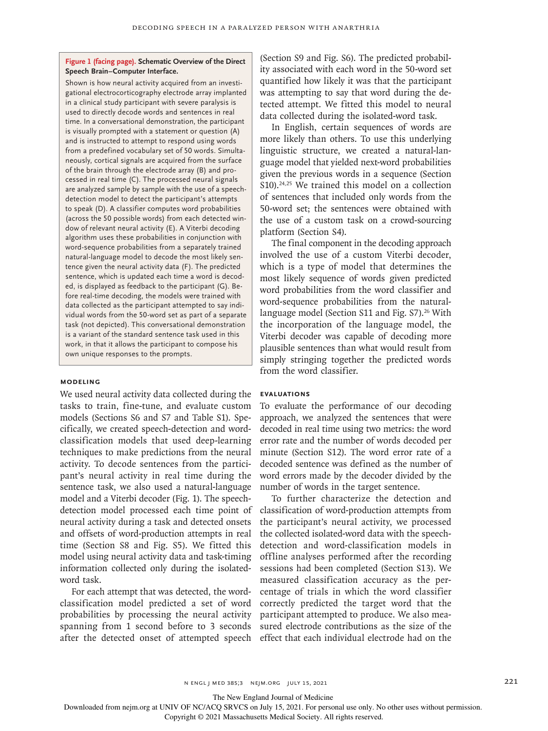**Figure 1 (facing page). Schematic Overview of the Direct Speech Brain–Computer Interface.**

Shown is how neural activity acquired from an investigational electrocorticography electrode array implanted in a clinical study participant with severe paralysis is used to directly decode words and sentences in real time. In a conversational demonstration, the participant is visually prompted with a statement or question (A) and is instructed to attempt to respond using words from a predefined vocabulary set of 50 words. Simultaneously, cortical signals are acquired from the surface of the brain through the electrode array (B) and processed in real time (C). The processed neural signals are analyzed sample by sample with the use of a speech-detection model to detect the participant's attempts to speak (D). A classifier computes word probabilities (across the 50 possible words) from each detected window of relevant neural activity (E). A Viterbi decoding algorithm uses these probabilities in conjunction with word-sequence probabilities from a separately trained natural-language model to decode the most likely sentence given the neural activity data (F). The predicted sentence, which is updated each time a word is decoded, is displayed as feedback to the participant (G). Before real-time decoding, the models were trained with data collected as the participant attempted to say individual words from the 50-word set as part of a separate task (not depicted). This conversational demonstration is a variant of the standard sentence task used in this work, in that it allows the participant to compose his own unique responses to the prompts.

### MODELING

We used neural activity data collected during the tasks to train, fine-tune, and evaluate custom models (Sections S6 and S7 and Table S1). Specifically, we created speech-detection and word-classification models that used deep-learning techniques to make predictions from the neural activity. To decode sentences from the participant's neural activity in real time during the sentence task, we also used a natural-language model and a Viterbi decoder (Fig. 1). The speech-detection model processed each time point of neural activity during a task and detected onsets and offsets of word-production attempts in real time (Section S8 and Fig. S5). We fitted this model using neural activity data and task-timing information collected only during the isolated-word task.

For each attempt that was detected, the word-classification model predicted a set of word probabilities by processing the neural activity spanning from 1 second before to 3 seconds after the detected onset of attempted speech (Section S9 and Fig. S6). The predicted probability associated with each word in the 50-word set quantified how likely it was that the participant was attempting to say that word during the detected attempt. We fitted this model to neural data collected during the isolated-word task.

In English, certain sequences of words are more likely than others. To use this underlying linguistic structure, we created a natural-language model that yielded next-word probabilities given the previous words in a sequence (Section S10).[24,25] We trained this model on a collection of sentences that included only words from the 50-word set; the sentences were obtained with the use of a custom task on a crowd-sourcing platform (Section S4).

The final component in the decoding approach involved the use of a custom Viterbi decoder, which is a type of model that determines the most likely sequence of words given predicted word probabilities from the word classifier and word-sequence probabilities from the natural-language model (Section S11 and Fig. S7).[26] With the incorporation of the language model, the Viterbi decoder was capable of decoding more plausible sentences than what would result from simply stringing together the predicted words from the word classifier.

### EVALUATIONS

To evaluate the performance of our decoding approach, we analyzed the sentences that were decoded in real time using two metrics: the word error rate and the number of words decoded per minute (Section S12). The word error rate of a decoded sentence was defined as the number of word errors made by the decoder divided by the number of words in the target sentence.

To further characterize the detection and classification of word-production attempts from the participant's neural activity, we processed the collected isolated-word data with the speech-detection and word-classification models in offline analyses performed after the recording sessions had been completed (Section S13). We measured classification accuracy as the percentage of trials in which the word classifier correctly predicted the target word that the participant attempted to produce. We also measured electrode contributions as the size of the effect that each individual electrode had on the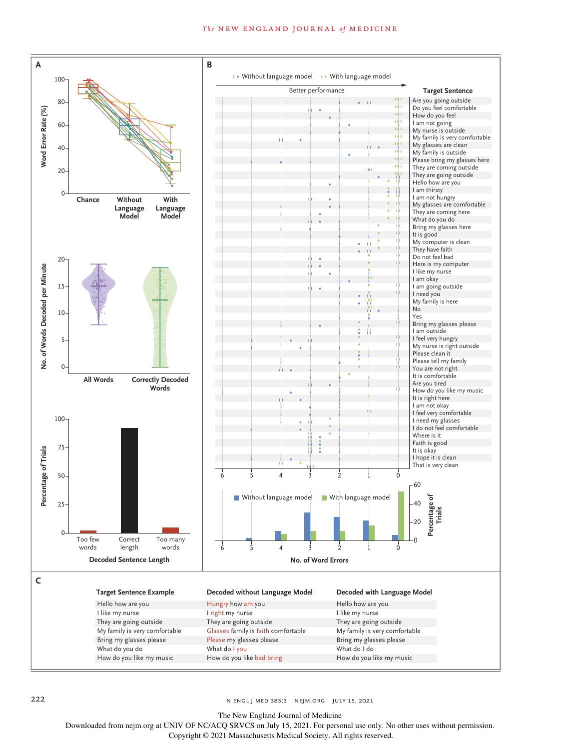**A**

| | Chance | Without Language Model | With Language Model |
|---|---|---|---|
| Word Error Rate (%) | | | |

No. of Words Decoded per Minute: All Words; Correctly Decoded Words

Percentage of Trials — Decoded Sentence Length: Too few words; Correct length; Too many words

**B**

Without language model · With language model

Better performance →

Target Sentence:

- Are you going outside
- Do you feel comfortable
- How do you feel
- I am not going
- My nurse is outside
- My family is very comfortable
- My glasses are clean
- My family is outside
- Please bring my glasses here
- They are coming outside
- They are going outside
- Hello how are you
- I am thirsty
- I am not hungry
- My glasses are comfortable
- They are coming here
- What do you do
- Bring my glasses here
- It is good
- My computer is clean
- They have faith
- Do not feel bad
- Here is my computer
- I like my nurse
- I am okay
- I am going outside
- I need you
- My family is here
- No
- Yes
- Bring my glasses please
- I am outside
- I feel very hungry
- My nurse is right outside
- Please clean it
- Please tell my family
- You are not right
- It is comfortable
- Are you tired
- How do you like my music
- It is right here
- I am not okay
- I feel very comfortable
- I need my glasses
- I do not feel comfortable
- Where is it
- Faith is good
- It is okay
- I hope it is clean
- That is very clean

No. of Word Errors (6 to 0); Percentage of Trials (0–60)

**C**

| Target Sentence Example | Decoded without Language Model | Decoded with Language Model |
|---|---|---|
| Hello how are you | Hungry how am you | Hello how are you |
| I like my nurse | I right my nurse | I like my nurse |
| They are going outside | They are going outside | They are going outside |
| My family is very comfortable | Glasses family is faith comfortable | My family is very comfortable |
| Bring my glasses please | Please my glasses please | Bring my glasses please |
| What do you do | What do I you | What do I do |
| How do you like my music | How do you like bad bring | How do you like my music |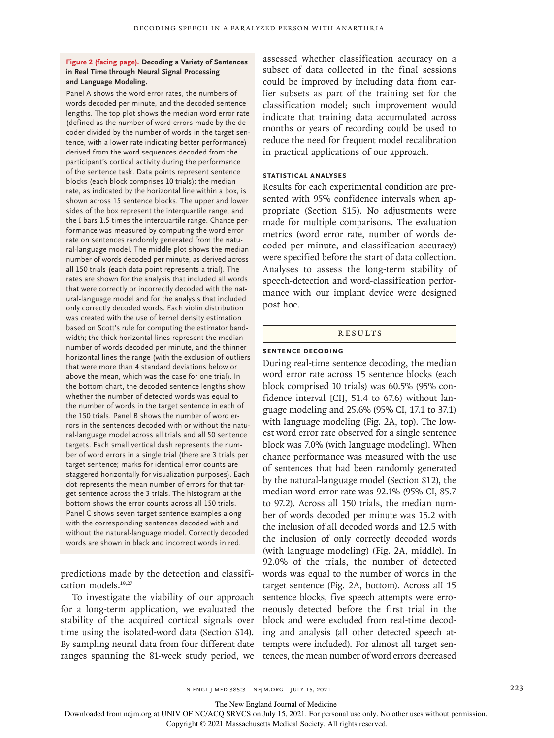**Figure 2 (facing page). Decoding a Variety of Sentences in Real Time through Neural Signal Processing and Language Modeling.**

Panel A shows the word error rates, the numbers of words decoded per minute, and the decoded sentence lengths. The top plot shows the median word error rate (defined as the number of word errors made by the decoder divided by the number of words in the target sentence, with a lower rate indicating better performance) derived from the word sequences decoded from the participant's cortical activity during the performance of the sentence task. Data points represent sentence blocks (each block comprises 10 trials); the median rate, as indicated by the horizontal line within a box, is shown across 15 sentence blocks. The upper and lower sides of the box represent the interquartile range, and the I bars 1.5 times the interquartile range. Chance performance was measured by computing the word error rate on sentences randomly generated from the natural-language model. The middle plot shows the median number of words decoded per minute, as derived across all 150 trials (each data point represents a trial). The rates are shown for the analysis that included all words that were correctly or incorrectly decoded with the natural-language model and for the analysis that included only correctly decoded words. Each violin distribution was created with the use of kernel density estimation based on Scott's rule for computing the estimator bandwidth; the thick horizontal lines represent the median number of words decoded per minute, and the thinner horizontal lines the range (with the exclusion of outliers that were more than 4 standard deviations below or above the mean, which was the case for one trial). In the bottom chart, the decoded sentence lengths show whether the number of detected words was equal to the number of words in the target sentence in each of the 150 trials. Panel B shows the number of word errors in the sentences decoded with or without the natural-language model across all trials and all 50 sentence targets. Each small vertical dash represents the number of word errors in a single trial (there are 3 trials per target sentence; marks for identical error counts are staggered horizontally for visualization purposes). Each dot represents the mean number of errors for that target sentence across the 3 trials. The histogram at the bottom shows the error counts across all 150 trials. Panel C shows seven target sentence examples along with the corresponding sentences decoded with and without the natural-language model. Correctly decoded words are shown in black and incorrect words in red.

predictions made by the detection and classification models.[19,27]

To investigate the viability of our approach for a long-term application, we evaluated the stability of the acquired cortical signals over time using the isolated-word data (Section S14). By sampling neural data from four different date ranges spanning the 81-week study period, we assessed whether classification accuracy on a subset of data collected in the final sessions could be improved by including data from earlier subsets as part of the training set for the classification model; such improvement would indicate that training data accumulated across months or years of recording could be used to reduce the need for frequent model recalibration in practical applications of our approach.

### Statistical Analyses

Results for each experimental condition are presented with 95% confidence intervals when appropriate (Section S15). No adjustments were made for multiple comparisons. The evaluation metrics (word error rate, number of words decoded per minute, and classification accuracy) were specified before the start of data collection. Analyses to assess the long-term stability of speech-detection and word-classification performance with our implant device were designed post hoc.

## Results

### Sentence Decoding

During real-time sentence decoding, the median word error rate across 15 sentence blocks (each block comprised 10 trials) was 60.5% (95% confidence interval [CI], 51.4 to 67.6) without language modeling and 25.6% (95% CI, 17.1 to 37.1) with language modeling (Fig. 2A, top). The lowest word error rate observed for a single sentence block was 7.0% (with language modeling). When chance performance was measured with the use of sentences that had been randomly generated by the natural-language model (Section S12), the median word error rate was 92.1% (95% CI, 85.7 to 97.2). Across all 150 trials, the median number of words decoded per minute was 15.2 with the inclusion of all decoded words and 12.5 with the inclusion of only correctly decoded words (with language modeling) (Fig. 2A, middle). In 92.0% of the trials, the number of detected words was equal to the number of words in the target sentence (Fig. 2A, bottom). Across all 15 sentence blocks, five speech attempts were erroneously detected before the first trial in the block and were excluded from real-time decoding and analysis (all other detected speech attempts were included). For almost all target sentences, the mean number of word errors decreased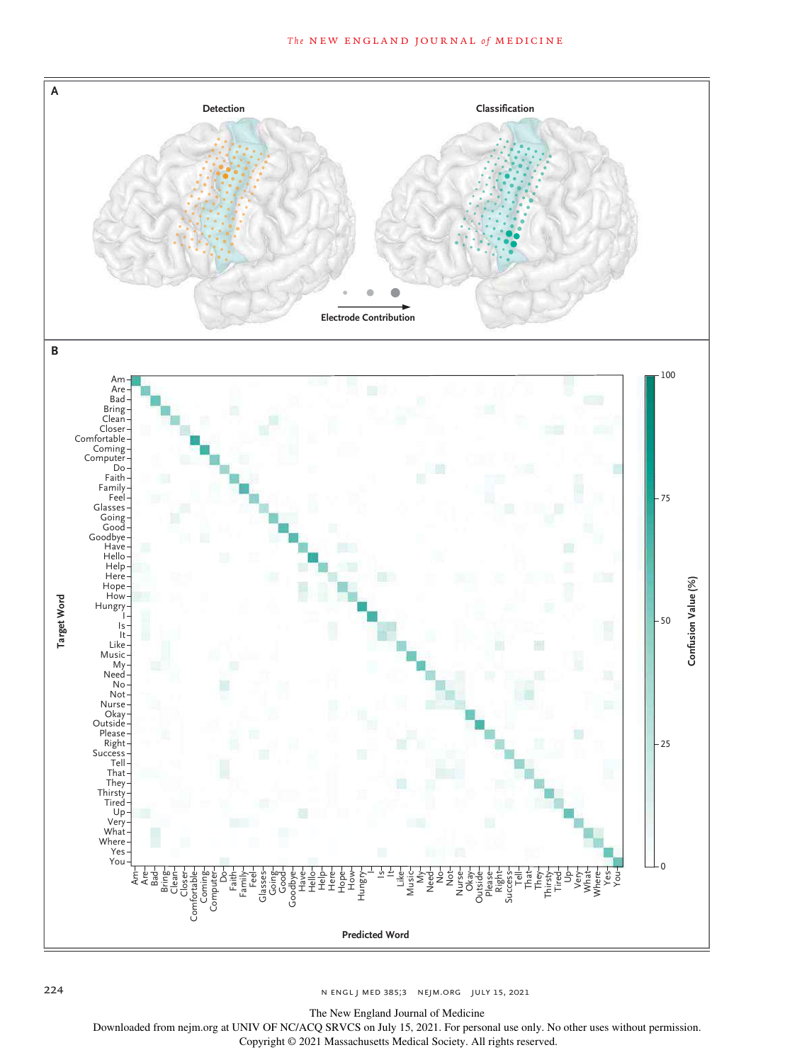**A**

Detection

Classification

Electrode Contribution

**B**

Target Word

Predicted Word

Confusion Value (%)

0, 25, 50, 75, 100

Am, Are, Bad, Bring, Clean, Closer, Comfortable, Coming, Computer, Do, Faith, Family, Feel, Glasses, Going, Good, Goodbye, Have, Hello, Help, Here, Hope, How, Hungry, I, Is, It, Like, Music, My, Need, No, Not, Nurse, Okay, Outside, Please, Right, Success, Tell, That, They, Thirsty, Tired, Up, Very, What, Where, Yes, You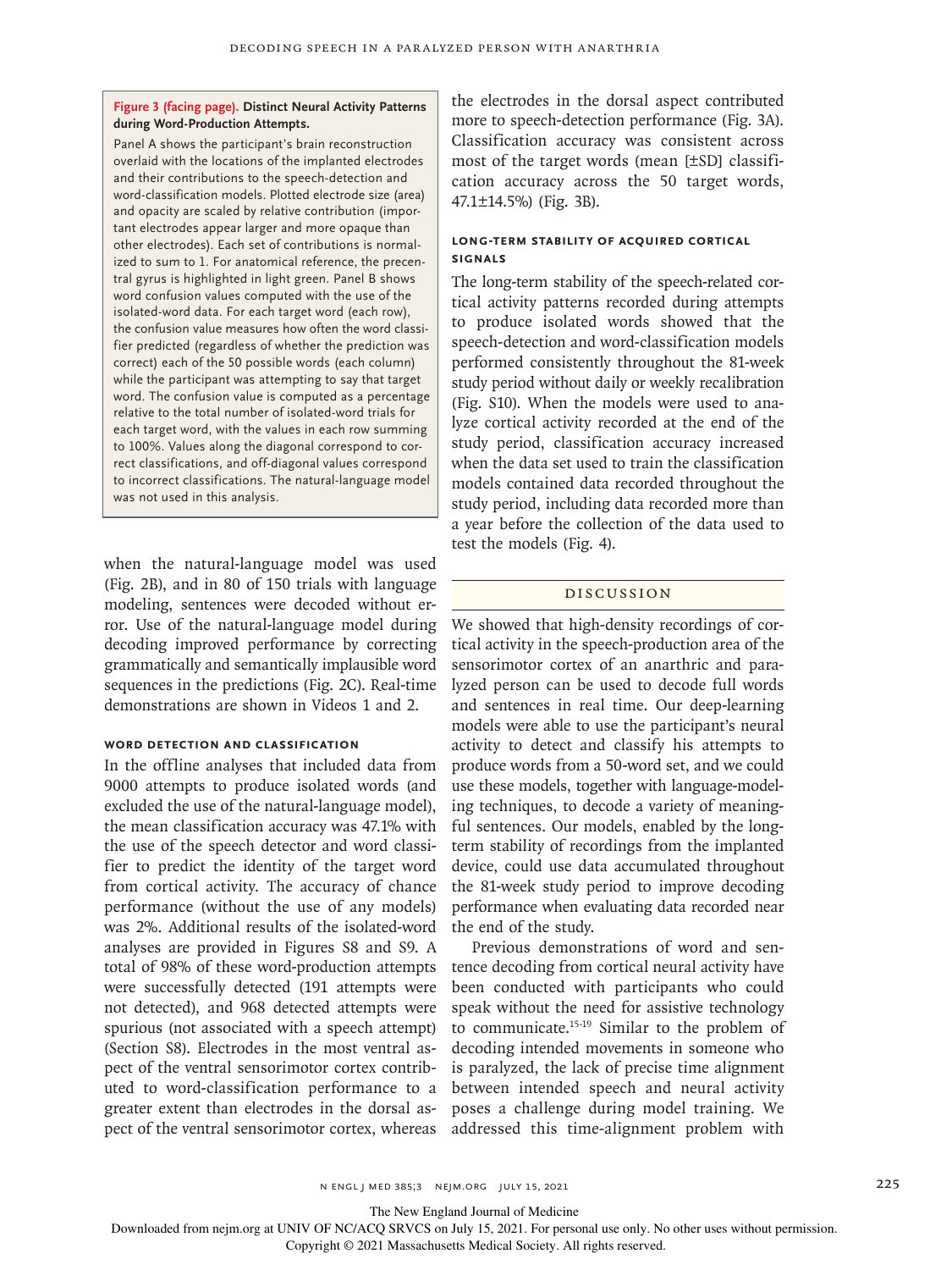**Figure 3 (facing page). Distinct Neural Activity Patterns during Word-Production Attempts.**

Panel A shows the participant's brain reconstruction overlaid with the locations of the implanted electrodes and their contributions to the speech-detection and word-classification models. Plotted electrode size (area) and opacity are scaled by relative contribution (important electrodes appear larger and more opaque than other electrodes). Each set of contributions is normalized to sum to 1. For anatomical reference, the precentral gyrus is highlighted in light green. Panel B shows word confusion values computed with the use of the isolated-word data. For each target word (each row), the confusion value measures how often the word classifier predicted (regardless of whether the prediction was correct) each of the 50 possible words (each column) while the participant was attempting to say that target word. The confusion value is computed as a percentage relative to the total number of isolated-word trials for each target word, with the values in each row summing to 100%. Values along the diagonal correspond to correct classifications, and off-diagonal values correspond to incorrect classifications. The natural-language model was not used in this analysis.

when the natural-language model was used (Fig. 2B), and in 80 of 150 trials with language modeling, sentences were decoded without error. Use of the natural-language model during decoding improved performance by correcting grammatically and semantically implausible word sequences in the predictions (Fig. 2C). Real-time demonstrations are shown in Videos 1 and 2.

### Word Detection and Classification

In the offline analyses that included data from 9000 attempts to produce isolated words (and excluded the use of the natural-language model), the mean classification accuracy was 47.1% with the use of the speech detector and word classifier to predict the identity of the target word from cortical activity. The accuracy of chance performance (without the use of any models) was 2%. Additional results of the isolated-word analyses are provided in Figures S8 and S9. A total of 98% of these word-production attempts were successfully detected (191 attempts were not detected), and 968 detected attempts were spurious (not associated with a speech attempt) (Section S8). Electrodes in the most ventral aspect of the ventral sensorimotor cortex contributed to word-classification performance to a greater extent than electrodes in the dorsal aspect of the ventral sensorimotor cortex, whereas the electrodes in the dorsal aspect contributed more to speech-detection performance (Fig. 3A). Classification accuracy was consistent across most of the target words (mean [±SD] classification accuracy across the 50 target words, 47.1±14.5%) (Fig. 3B).

### Long-Term Stability of Acquired Cortical Signals

The long-term stability of the speech-related cortical activity patterns recorded during attempts to produce isolated words showed that the speech-detection and word-classification models performed consistently throughout the 81-week study period without daily or weekly recalibration (Fig. S10). When the models were used to analyze cortical activity recorded at the end of the study period, classification accuracy increased when the data set used to train the classification models contained data recorded throughout the study period, including data recorded more than a year before the collection of the data used to test the models (Fig. 4).

## Discussion

We showed that high-density recordings of cortical activity in the speech-production area of the sensorimotor cortex of an anarthric and paralyzed person can be used to decode full words and sentences in real time. Our deep-learning models were able to use the participant's neural activity to detect and classify his attempts to produce words from a 50-word set, and we could use these models, together with language-modeling techniques, to decode a variety of meaningful sentences. Our models, enabled by the long-term stability of recordings from the implanted device, could use data accumulated throughout the 81-week study period to improve decoding performance when evaluating data recorded near the end of the study.

Previous demonstrations of word and sentence decoding from cortical neural activity have been conducted with participants who could speak without the need for assistive technology to communicate.[15-19] Similar to the problem of decoding intended movements in someone who is paralyzed, the lack of precise time alignment between intended speech and neural activity poses a challenge during model training. We addressed this time-alignment problem with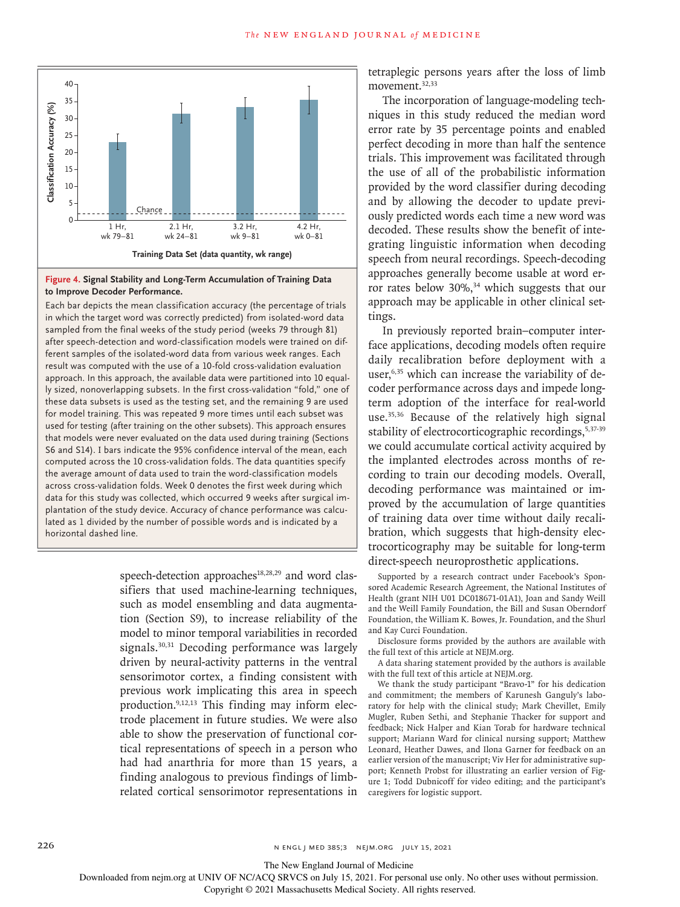**Figure 4. Signal Stability and Long-Term Accumulation of Training Data to Improve Decoder Performance.**

Each bar depicts the mean classification accuracy (the percentage of trials in which the target word was correctly predicted) from isolated-word data sampled from the final weeks of the study period (weeks 79 through 81) after speech-detection and word-classification models were trained on different samples of the isolated-word data from various week ranges. Each result was computed with the use of a 10-fold cross-validation evaluation approach. In this approach, the available data were partitioned into 10 equally sized, nonoverlapping subsets. In the first cross-validation "fold," one of these data subsets is used as the testing set, and the remaining 9 are used for model training. This was repeated 9 more times until each subset was used for testing (after training on the other subsets). This approach ensures that models were never evaluated on the data used during training (Sections S6 and S14). I bars indicate the 95% confidence interval of the mean, each computed across the 10 cross-validation folds. The data quantities specify the average amount of data used to train the word-classification models across cross-validation folds. Week 0 denotes the first week during which data for this study was collected, which occurred 9 weeks after surgical implantation of the study device. Accuracy of chance performance was calculated as 1 divided by the number of possible words and is indicated by a horizontal dashed line.

speech-detection approaches[18,28,29] and word classifiers that used machine-learning techniques, such as model ensembling and data augmentation (Section S9), to increase reliability of the model to minor temporal variabilities in recorded signals.[30,31] Decoding performance was largely driven by neural-activity patterns in the ventral sensorimotor cortex, a finding consistent with previous work implicating this area in speech production.[9,12,13] This finding may inform electrode placement in future studies. We were also able to show the preservation of functional cortical representations of speech in a person who had had anarthria for more than 15 years, a finding analogous to previous findings of limb-related cortical sensorimotor representations in tetraplegic persons years after the loss of limb movement.[32,33]

The incorporation of language-modeling techniques in this study reduced the median word error rate by 35 percentage points and enabled perfect decoding in more than half the sentence trials. This improvement was facilitated through the use of all of the probabilistic information provided by the word classifier during decoding and by allowing the decoder to update previously predicted words each time a new word was decoded. These results show the benefit of integrating linguistic information when decoding speech from neural recordings. Speech-decoding approaches generally become usable at word error rates below 30%,[34] which suggests that our approach may be applicable in other clinical settings.

In previously reported brain–computer interface applications, decoding models often require daily recalibration before deployment with a user,[6,35] which can increase the variability of decoder performance across days and impede long-term adoption of the interface for real-world use.[35,36] Because of the relatively high signal stability of electrocorticographic recordings,[5,37-39] we could accumulate cortical activity acquired by the implanted electrodes across months of recording to train our decoding models. Overall, decoding performance was maintained or improved by the accumulation of large quantities of training data over time without daily recalibration, which suggests that high-density electrocorticography may be suitable for long-term direct-speech neuroprosthetic applications.

Supported by a research contract under Facebook's Sponsored Academic Research Agreement, the National Institutes of Health (grant NIH U01 DC018671-01A1), Joan and Sandy Weill and the Weill Family Foundation, the Bill and Susan Oberndorf Foundation, the William K. Bowes, Jr. Foundation, and the Shurl and Kay Curci Foundation.

Disclosure forms provided by the authors are available with the full text of this article at NEJM.org.

A data sharing statement provided by the authors is available with the full text of this article at NEJM.org.

We thank the study participant "Bravo-1" for his dedication and commitment; the members of Karunesh Ganguly's laboratory for help with the clinical study; Mark Chevillet, Emily Mugler, Ruben Sethi, and Stephanie Thacker for support and feedback; Nick Halper and Kian Torab for hardware technical support; Mariann Ward for clinical nursing support; Matthew Leonard, Heather Dawes, and Ilona Garner for feedback on an earlier version of the manuscript; Viv Her for administrative support; Kenneth Probst for illustrating an earlier version of Figure 1; Todd Dubnicoff for video editing; and the participant's caregivers for logistic support.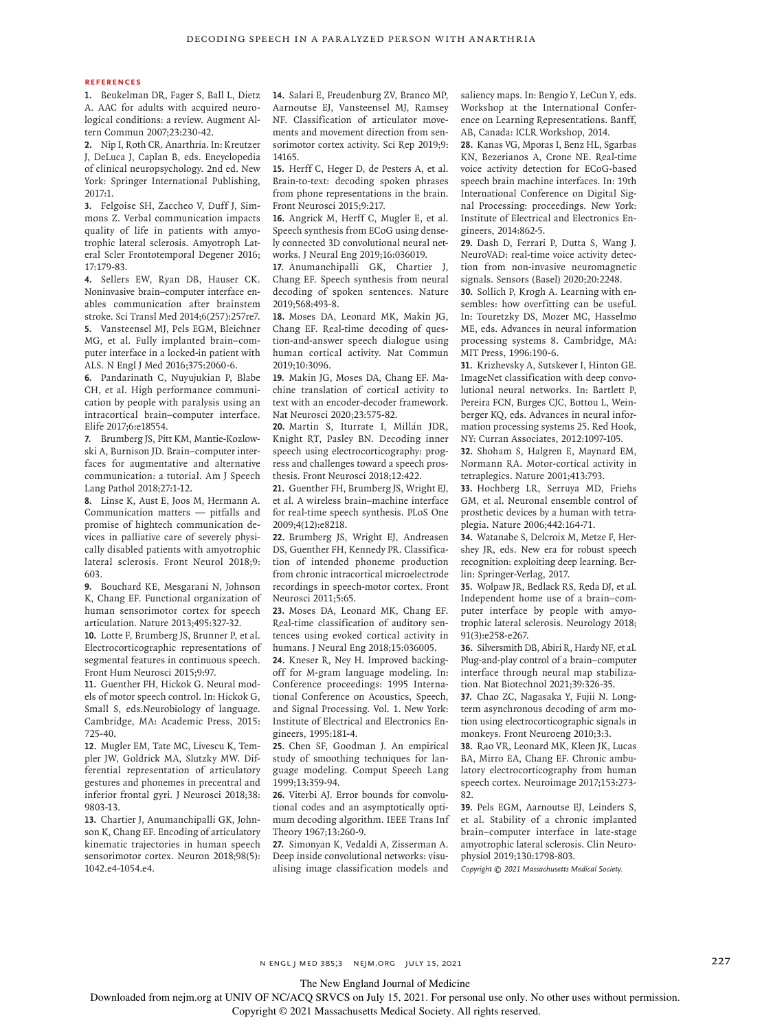## References

1. Beukelman DR, Fager S, Ball L, Dietz A. AAC for adults with acquired neurological conditions: a review. Augment Altern Commun 2007;23:230-42.
2. Nip I, Roth CR. Anarthria. In: Kreutzer J, DeLuca J, Caplan B, eds. Encyclopedia of clinical neuropsychology. 2nd ed. New York: Springer International Publishing, 2017:1.
3. Felgoise SH, Zaccheo V, Duff J, Simmons Z. Verbal communication impacts quality of life in patients with amyotrophic lateral sclerosis. Amyotroph Lateral Scler Frontotemporal Degener 2016;17:179-83.
4. Sellers EW, Ryan DB, Hauser CK. Noninvasive brain–computer interface enables communication after brainstem stroke. Sci Transl Med 2014;6(257):257re7.
5. Vansteensel MJ, Pels EGM, Bleichner MG, et al. Fully implanted brain–computer interface in a locked-in patient with ALS. N Engl J Med 2016;375:2060-6.
6. Pandarinath C, Nuyujukian P, Blabe CH, et al. High performance communication by people with paralysis using an intracortical brain–computer interface. Elife 2017;6:e18554.
7. Brumberg JS, Pitt KM, Mantie-Kozlowski A, Burnison JD. Brain–computer interfaces for augmentative and alternative communication: a tutorial. Am J Speech Lang Pathol 2018;27:1-12.
8. Linse K, Aust E, Joos M, Hermann A. Communication matters — pitfalls and promise of hightech communication devices in palliative care of severely physically disabled patients with amyotrophic lateral sclerosis. Front Neurol 2018;9:603.
9. Bouchard KE, Mesgarani N, Johnson K, Chang EF. Functional organization of human sensorimotor cortex for speech articulation. Nature 2013;495:327-32.
10. Lotte F, Brumberg JS, Brunner P, et al. Electrocorticographic representations of segmental features in continuous speech. Front Hum Neurosci 2015;9:97.
11. Guenther FH, Hickok G. Neural models of motor speech control. In: Hickok G, Small S, eds.Neurobiology of language. Cambridge, MA: Academic Press, 2015: 725-40.
12. Mugler EM, Tate MC, Livescu K, Templer JW, Goldrick MA, Slutzky MW. Differential representation of articulatory gestures and phonemes in precentral and inferior frontal gyri. J Neurosci 2018;38:9803-13.
13. Chartier J, Anumanchipalli GK, Johnson K, Chang EF. Encoding of articulatory kinematic trajectories in human speech sensorimotor cortex. Neuron 2018;98(5):1042.e4-1054.e4.
14. Salari E, Freudenburg ZV, Branco MP, Aarnoutse EJ, Vansteensel MJ, Ramsey NF. Classification of articulator movements and movement direction from sensorimotor cortex activity. Sci Rep 2019;9:14165.
15. Herff C, Heger D, de Pesters A, et al. Brain-to-text: decoding spoken phrases from phone representations in the brain. Front Neurosci 2015;9:217.
16. Angrick M, Herff C, Mugler E, et al. Speech synthesis from ECoG using densely connected 3D convolutional neural networks. J Neural Eng 2019;16:036019.
17. Anumanchipalli GK, Chartier J, Chang EF. Speech synthesis from neural decoding of spoken sentences. Nature 2019;568:493-8.
18. Moses DA, Leonard MK, Makin JG, Chang EF. Real-time decoding of question-and-answer speech dialogue using human cortical activity. Nat Commun 2019;10:3096.
19. Makin JG, Moses DA, Chang EF. Machine translation of cortical activity to text with an encoder-decoder framework. Nat Neurosci 2020;23:575-82.
20. Martin S, Iturrate I, Millán JDR, Knight RT, Pasley BN. Decoding inner speech using electrocorticography: progress and challenges toward a speech prosthesis. Front Neurosci 2018;12:422.
21. Guenther FH, Brumberg JS, Wright EJ, et al. A wireless brain–machine interface for real-time speech synthesis. PLoS One 2009;4(12):e8218.
22. Brumberg JS, Wright EJ, Andreasen DS, Guenther FH, Kennedy PR. Classification of intended phoneme production from chronic intracortical microelectrode recordings in speech-motor cortex. Front Neurosci 2011;5:65.
23. Moses DA, Leonard MK, Chang EF. Real-time classification of auditory sentences using evoked cortical activity in humans. J Neural Eng 2018;15:036005.
24. Kneser R, Ney H. Improved backing-off for M-gram language modeling. In: Conference proceedings: 1995 International Conference on Acoustics, Speech, and Signal Processing. Vol. 1. New York: Institute of Electrical and Electronics Engineers, 1995:181-4.
25. Chen SF, Goodman J. An empirical study of smoothing techniques for language modeling. Comput Speech Lang 1999;13:359-94.
26. Viterbi AJ. Error bounds for convolutional codes and an asymptotically optimum decoding algorithm. IEEE Trans Inf Theory 1967;13:260-9.
27. Simonyan K, Vedaldi A, Zisserman A. Deep inside convolutional networks: visualising image classification models and saliency maps. In: Bengio Y, LeCun Y, eds. Workshop at the International Conference on Learning Representations. Banff, AB, Canada: ICLR Workshop, 2014.
28. Kanas VG, Mporas I, Benz HL, Sgarbas KN, Bezerianos A, Crone NE. Real-time voice activity detection for ECoG-based speech brain machine interfaces. In: 19th International Conference on Digital Signal Processing: proceedings. New York: Institute of Electrical and Electronics Engineers, 2014:862-5.
29. Dash D, Ferrari P, Dutta S, Wang J. NeuroVAD: real-time voice activity detection from non-invasive neuromagnetic signals. Sensors (Basel) 2020;20:2248.
30. Sollich P, Krogh A. Learning with ensembles: how overfitting can be useful. In: Touretzky DS, Mozer MC, Hasselmo ME, eds. Advances in neural information processing systems 8. Cambridge, MA: MIT Press, 1996:190-6.
31. Krizhevsky A, Sutskever I, Hinton GE. ImageNet classification with deep convolutional neural networks. In: Bartlett P, Pereira FCN, Burges CJC, Bottou L, Weinberger KQ, eds. Advances in neural information processing systems 25. Red Hook, NY: Curran Associates, 2012:1097-105.
32. Shoham S, Halgren E, Maynard EM, Normann RA. Motor-cortical activity in tetraplegics. Nature 2001;413:793.
33. Hochberg LR, Serruya MD, Friehs GM, et al. Neuronal ensemble control of prosthetic devices by a human with tetraplegia. Nature 2006;442:164-71.
34. Watanabe S, Delcroix M, Metze F, Hershey JR, eds. New era for robust speech recognition: exploiting deep learning. Berlin: Springer-Verlag, 2017.
35. Wolpaw JR, Bedlack RS, Reda DJ, et al. Independent home use of a brain–computer interface by people with amyotrophic lateral sclerosis. Neurology 2018;91(3):e258-e267.
36. Silversmith DB, Abiri R, Hardy NF, et al. Plug-and-play control of a brain–computer interface through neural map stabilization. Nat Biotechnol 2021;39:326-35.
37. Chao ZC, Nagasaka Y, Fujii N. Long-term asynchronous decoding of arm motion using electrocorticographic signals in monkeys. Front Neuroeng 2010;3:3.
38. Rao VR, Leonard MK, Kleen JK, Lucas BA, Mirro EA, Chang EF. Chronic ambulatory electrocorticography from human speech cortex. Neuroimage 2017;153:273-82.
39. Pels EGM, Aarnoutse EJ, Leinders S, et al. Stability of a chronic implanted brain–computer interface in late-stage amyotrophic lateral sclerosis. Clin Neurophysiol 2019;130:1798-803.

*Copyright © 2021 Massachusetts Medical Society.*